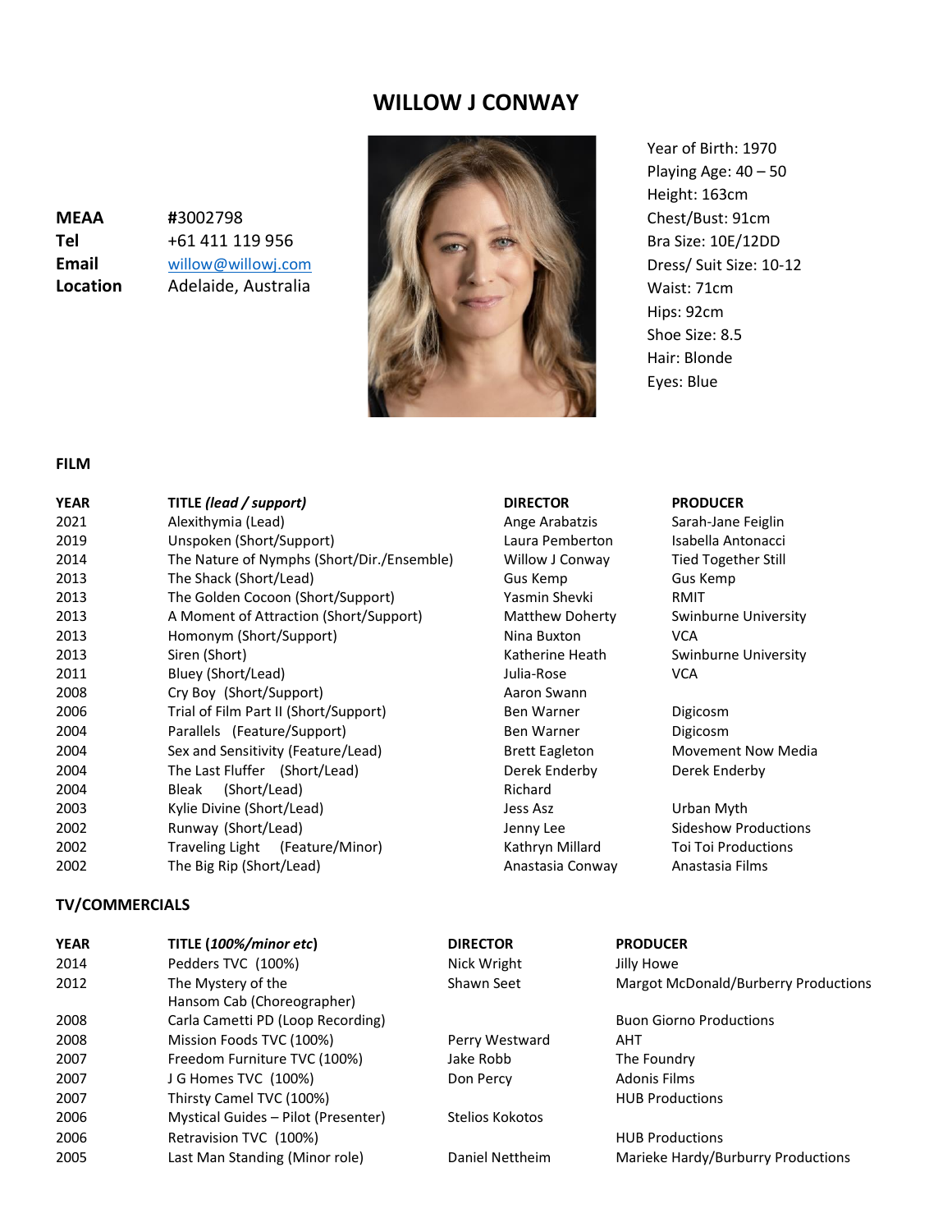# WILLOW J CONWAY

**MEAA** #3002798
**Tel** +61 411 119 956
**Email** willow@willowj.com
**Location** Adelaide, Australia

Year of Birth: 1970
Playing Age: 40 – 50
Height: 163cm
Chest/Bust: 91cm
Bra Size: 10E/12DD
Dress/ Suit Size: 10-12
Waist: 71cm
Hips: 92cm
Shoe Size: 8.5
Hair: Blonde
Eyes: Blue

### FILM

| YEAR | TITLE *(lead / support)* | DIRECTOR | PRODUCER |
|---|---|---|---|
| 2021 | Alexithymia (Lead) | Ange Arabatzis | Sarah-Jane Feiglin |
| 2019 | Unspoken (Short/Support) | Laura Pemberton | Isabella Antonacci |
| 2014 | The Nature of Nymphs (Short/Dir./Ensemble) | Willow J Conway | Tied Together Still |
| 2013 | The Shack (Short/Lead) | Gus Kemp | Gus Kemp |
| 2013 | The Golden Cocoon (Short/Support) | Yasmin Shevki | RMIT |
| 2013 | A Moment of Attraction (Short/Support) | Matthew Doherty | Swinburne University |
| 2013 | Homonym (Short/Support) | Nina Buxton | VCA |
| 2013 | Siren (Short) | Katherine Heath | Swinburne University |
| 2011 | Bluey (Short/Lead) | Julia-Rose | VCA |
| 2008 | Cry Boy (Short/Support) | Aaron Swann | |
| 2006 | Trial of Film Part II (Short/Support) | Ben Warner | Digicosm |
| 2004 | Parallels (Feature/Support) | Ben Warner | Digicosm |
| 2004 | Sex and Sensitivity (Feature/Lead) | Brett Eagleton | Movement Now Media |
| 2004 | The Last Fluffer (Short/Lead) | Derek Enderby | Derek Enderby |
| 2004 | Bleak (Short/Lead) | Richard | |
| 2003 | Kylie Divine (Short/Lead) | Jess Asz | Urban Myth |
| 2002 | Runway (Short/Lead) | Jenny Lee | Sideshow Productions |
| 2002 | Traveling Light (Feature/Minor) | Kathryn Millard | Toi Toi Productions |
| 2002 | The Big Rip (Short/Lead) | Anastasia Conway | Anastasia Films |

### TV/COMMERCIALS

| YEAR | TITLE *(100%/minor etc)* | DIRECTOR | PRODUCER |
|---|---|---|---|
| 2014 | Pedders TVC (100%) | Nick Wright | Jilly Howe |
| 2012 | The Mystery of the Hansom Cab (Choreographer) | Shawn Seet | Margot McDonald/Burberry Productions |
| 2008 | Carla Cametti PD (Loop Recording) | | Buon Giorno Productions |
| 2008 | Mission Foods TVC (100%) | Perry Westward | AHT |
| 2007 | Freedom Furniture TVC (100%) | Jake Robb | The Foundry |
| 2007 | J G Homes TVC (100%) | Don Percy | Adonis Films |
| 2007 | Thirsty Camel TVC (100%) | | HUB Productions |
| 2006 | Mystical Guides – Pilot (Presenter) | Stelios Kokotos | |
| 2006 | Retravision TVC (100%) | | HUB Productions |
| 2005 | Last Man Standing (Minor role) | Daniel Nettheim | Marieke Hardy/Burburry Productions |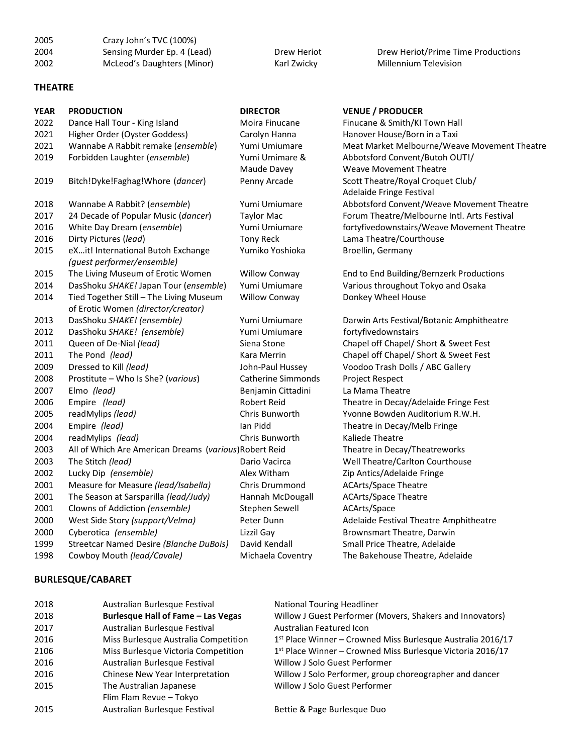| | | | |
|---|---|---|---|
| 2005 | Crazy John's TVC (100%) | | |
| 2004 | Sensing Murder Ep. 4 (Lead) | Drew Heriot | Drew Heriot/Prime Time Productions |
| 2002 | McLeod's Daughters (Minor) | Karl Zwicky | Millennium Television |

## THEATRE

| YEAR | PRODUCTION | DIRECTOR | VENUE / PRODUCER |
|---|---|---|---|
| 2022 | Dance Hall Tour - King Island | Moira Finucane | Finucane & Smith/KI Town Hall |
| 2021 | Higher Order (Oyster Goddess) | Carolyn Hanna | Hanover House/Born in a Taxi |
| 2021 | Wannabe A Rabbit remake (*ensemble*) | Yumi Umiumare | Meat Market Melbourne/Weave Movement Theatre |
| 2019 | Forbidden Laughter (*ensemble*) | Yumi Umimare & Maude Davey | Abbotsford Convent/Butoh OUT!/ Weave Movement Theatre |
| 2019 | Bitch!Dyke!Faghag!Whore (*dancer*) | Penny Arcade | Scott Theatre/Royal Croquet Club/ Adelaide Fringe Festival |
| 2018 | Wannabe A Rabbit? (*ensemble*) | Yumi Umiumare | Abbotsford Convent/Weave Movement Theatre |
| 2017 | 24 Decade of Popular Music (*dancer*) | Taylor Mac | Forum Theatre/Melbourne Intl. Arts Festival |
| 2016 | White Day Dream (*ensemble*) | Yumi Umiumare | fortyfivedownstairs/Weave Movement Theatre |
| 2016 | Dirty Pictures (*lead*) | Tony Reck | Lama Theatre/Courthouse |
| 2015 | eX…it! International Butoh Exchange *(guest performer/ensemble)* | Yumiko Yoshioka | Broellin, Germany |
| 2015 | The Living Museum of Erotic Women | Willow Conway | End to End Building/Bernzerk Productions |
| 2014 | DasShoku *SHAKE!* Japan Tour (*ensemble*) | Yumi Umiumare | Various throughout Tokyo and Osaka |
| 2014 | Tied Together Still – The Living Museum of Erotic Women *(director/creator)* | Willow Conway | Donkey Wheel House |
| 2013 | DasShoku *SHAKE! (ensemble)* | Yumi Umiumare | Darwin Arts Festival/Botanic Amphitheatre |
| 2012 | DasShoku *SHAKE! (ensemble)* | Yumi Umiumare | fortyfivedownstairs |
| 2011 | Queen of De-Nial *(lead)* | Siena Stone | Chapel off Chapel/ Short & Sweet Fest |
| 2011 | The Pond *(lead)* | Kara Merrin | Chapel off Chapel/ Short & Sweet Fest |
| 2009 | Dressed to Kill *(lead)* | John-Paul Hussey | Voodoo Trash Dolls / ABC Gallery |
| 2008 | Prostitute – Who Is She? (*various*) | Catherine Simmonds | Project Respect |
| 2007 | Elmo *(lead)* | Benjamin Cittadini | La Mama Theatre |
| 2006 | Empire *(lead)* | Robert Reid | Theatre in Decay/Adelaide Fringe Fest |
| 2005 | readMylips *(lead)* | Chris Bunworth | Yvonne Bowden Auditorium R.W.H. |
| 2004 | Empire *(lead)* | Ian Pidd | Theatre in Decay/Melb Fringe |
| 2004 | readMylips *(lead)* | Chris Bunworth | Kaliede Theatre |
| 2003 | All of Which Are American Dreams (*various*) | Robert Reid | Theatre in Decay/Theatreworks |
| 2003 | The Stitch *(lead)* | Dario Vacirca | Well Theatre/Carlton Courthouse |
| 2002 | Lucky Dip *(ensemble)* | Alex Witham | Zip Antics/Adelaide Fringe |
| 2001 | Measure for Measure *(lead/Isabella)* | Chris Drummond | ACArts/Space Theatre |
| 2001 | The Season at Sarsparilla *(lead/Judy)* | Hannah McDougall | ACArts/Space Theatre |
| 2001 | Clowns of Addiction *(ensemble)* | Stephen Sewell | ACArts/Space |
| 2000 | West Side Story *(support/Velma)* | Peter Dunn | Adelaide Festival Theatre Amphitheatre |
| 2000 | Cyberotica *(ensemble)* | Lizzil Gay | Brownsmart Theatre, Darwin |
| 1999 | Streetcar Named Desire *(Blanche DuBois)* | David Kendall | Small Price Theatre, Adelaide |
| 1998 | Cowboy Mouth *(lead/Cavale)* | Michaela Coventry | The Bakehouse Theatre, Adelaide |

## BURLESQUE/CABARET

| | | |
|---|---|---|
| 2018 | Australian Burlesque Festival | National Touring Headliner |
| 2018 | **Burlesque Hall of Fame – Las Vegas** | Willow J Guest Performer (Movers, Shakers and Innovators) |
| 2017 | Australian Burlesque Festival | Australian Featured Icon |
| 2016 | Miss Burlesque Australia Competition | 1st Place Winner – Crowned Miss Burlesque Australia 2016/17 |
| 2106 | Miss Burlesque Victoria Competition | 1st Place Winner – Crowned Miss Burlesque Victoria 2016/17 |
| 2016 | Australian Burlesque Festival | Willow J Solo Guest Performer |
| 2016 | Chinese New Year Interpretation | Willow J Solo Performer, group choreographer and dancer |
| 2015 | The Australian Japanese Flim Flam Revue – Tokyo | Willow J Solo Guest Performer |
| 2015 | Australian Burlesque Festival | Bettie & Page Burlesque Duo |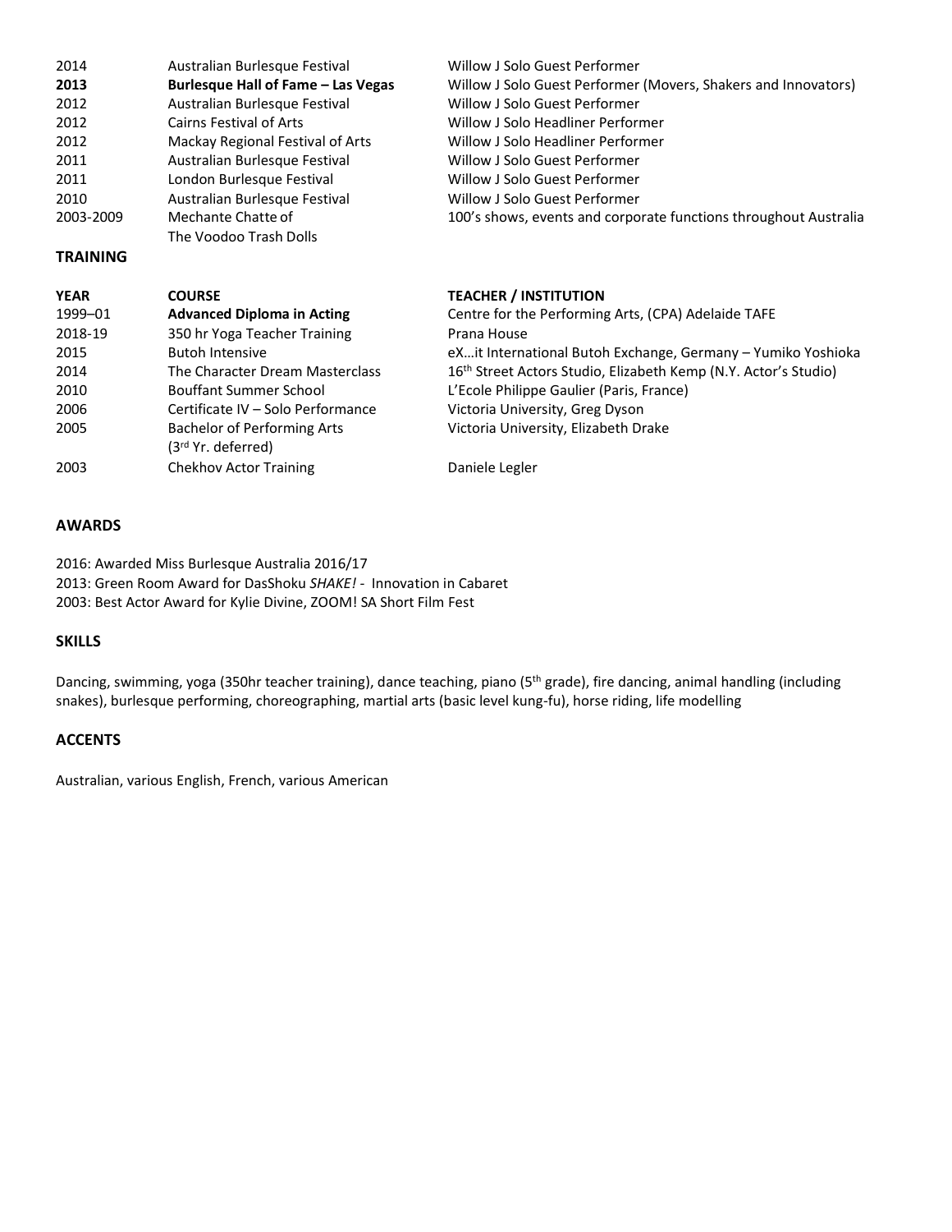| | | |
|---|---|---|
| 2014 | Australian Burlesque Festival | Willow J Solo Guest Performer |
| **2013** | **Burlesque Hall of Fame – Las Vegas** | Willow J Solo Guest Performer (Movers, Shakers and Innovators) |
| 2012 | Australian Burlesque Festival | Willow J Solo Guest Performer |
| 2012 | Cairns Festival of Arts | Willow J Solo Headliner Performer |
| 2012 | Mackay Regional Festival of Arts | Willow J Solo Headliner Performer |
| 2011 | Australian Burlesque Festival | Willow J Solo Guest Performer |
| 2011 | London Burlesque Festival | Willow J Solo Guest Performer |
| 2010 | Australian Burlesque Festival | Willow J Solo Guest Performer |
| 2003-2009 | Mechante Chatte of The Voodoo Trash Dolls | 100's shows, events and corporate functions throughout Australia |

## TRAINING

| YEAR | COURSE | TEACHER / INSTITUTION |
|---|---|---|
| 1999–01 | **Advanced Diploma in Acting** | Centre for the Performing Arts, (CPA) Adelaide TAFE |
| 2018-19 | 350 hr Yoga Teacher Training | Prana House |
| 2015 | Butoh Intensive | eX…it International Butoh Exchange, Germany – Yumiko Yoshioka |
| 2014 | The Character Dream Masterclass | 16th Street Actors Studio, Elizabeth Kemp (N.Y. Actor's Studio) |
| 2010 | Bouffant Summer School | L'Ecole Philippe Gaulier (Paris, France) |
| 2006 | Certificate IV – Solo Performance | Victoria University, Greg Dyson |
| 2005 | Bachelor of Performing Arts (3rd Yr. deferred) | Victoria University, Elizabeth Drake |
| 2003 | Chekhov Actor Training | Daniele Legler |

## AWARDS

2016: Awarded Miss Burlesque Australia 2016/17
2013: Green Room Award for DasShoku *SHAKE!* - Innovation in Cabaret
2003: Best Actor Award for Kylie Divine, ZOOM! SA Short Film Fest

## SKILLS

Dancing, swimming, yoga (350hr teacher training), dance teaching, piano (5th grade), fire dancing, animal handling (including snakes), burlesque performing, choreographing, martial arts (basic level kung-fu), horse riding, life modelling

## ACCENTS

Australian, various English, French, various American